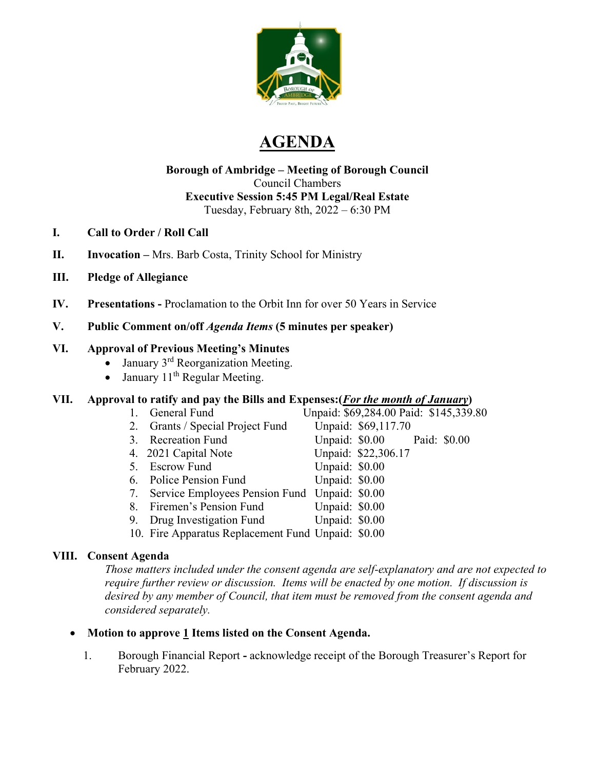# AGENDA

**Borough of Ambridge – Meeting of Borough Council**
Council Chambers
**Executive Session 5:45 PM Legal/Real Estate**
Tuesday, February 8th, 2022 – 6:30 PM

**I. Call to Order / Roll Call**

**II. Invocation –** Mrs. Barb Costa, Trinity School for Ministry

**III. Pledge of Allegiance**

**IV. Presentations -** Proclamation to the Orbit Inn for over 50 Years in Service

**V. Public Comment on/off *Agenda Items* (5 minutes per speaker)**

**VI. Approval of Previous Meeting's Minutes**

- January 3rd Reorganization Meeting.
- January 11th Regular Meeting.

**VII. Approval to ratify and pay the Bills and Expenses:(*For the month of January*)**

1. General Fund Unpaid: $69,284.00 Paid: $145,339.80
2. Grants / Special Project Fund Unpaid: $69,117.70
3. Recreation Fund Unpaid: $0.00 Paid: $0.00
4. 2021 Capital Note Unpaid: $22,306.17
5. Escrow Fund Unpaid: $0.00
6. Police Pension Fund Unpaid: $0.00
7. Service Employees Pension Fund Unpaid: $0.00
8. Firemen's Pension Fund Unpaid: $0.00
9. Drug Investigation Fund Unpaid: $0.00
10. Fire Apparatus Replacement Fund Unpaid: $0.00

**VIII. Consent Agenda**

*Those matters included under the consent agenda are self-explanatory and are not expected to require further review or discussion. Items will be enacted by one motion. If discussion is desired by any member of Council, that item must be removed from the consent agenda and considered separately.*

- **Motion to approve 1 Items listed on the Consent Agenda.**

1. Borough Financial Report - acknowledge receipt of the Borough Treasurer's Report for February 2022.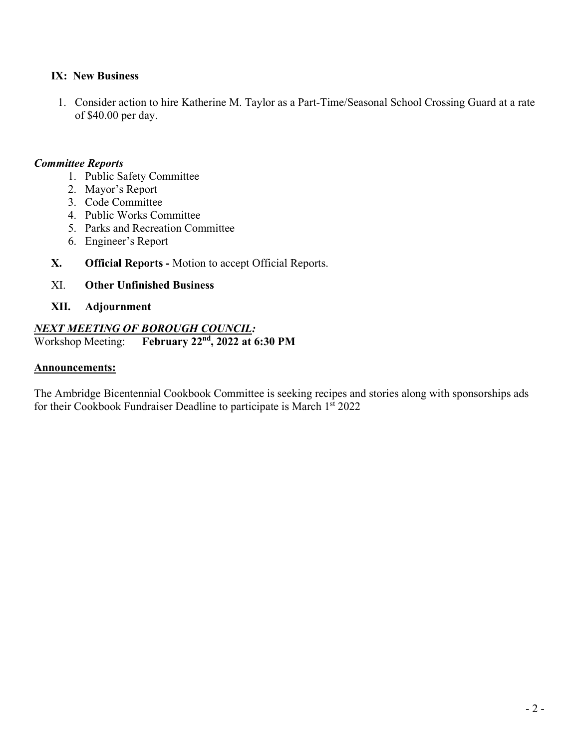**IX: New Business**

1. Consider action to hire Katherine M. Taylor as a Part-Time/Seasonal School Crossing Guard at a rate of $40.00 per day.

***Committee Reports***

1. Public Safety Committee
2. Mayor's Report
3. Code Committee
4. Public Works Committee
5. Parks and Recreation Committee
6. Engineer's Report

**X. Official Reports -** Motion to accept Official Reports.

XI. **Other Unfinished Business**

**XII. Adjournment**

***NEXT MEETING OF BOROUGH COUNCIL:***

Workshop Meeting: **February 22nd, 2022 at 6:30 PM**

**Announcements:**

The Ambridge Bicentennial Cookbook Committee is seeking recipes and stories along with sponsorships ads for their Cookbook Fundraiser Deadline to participate is March 1st 2022